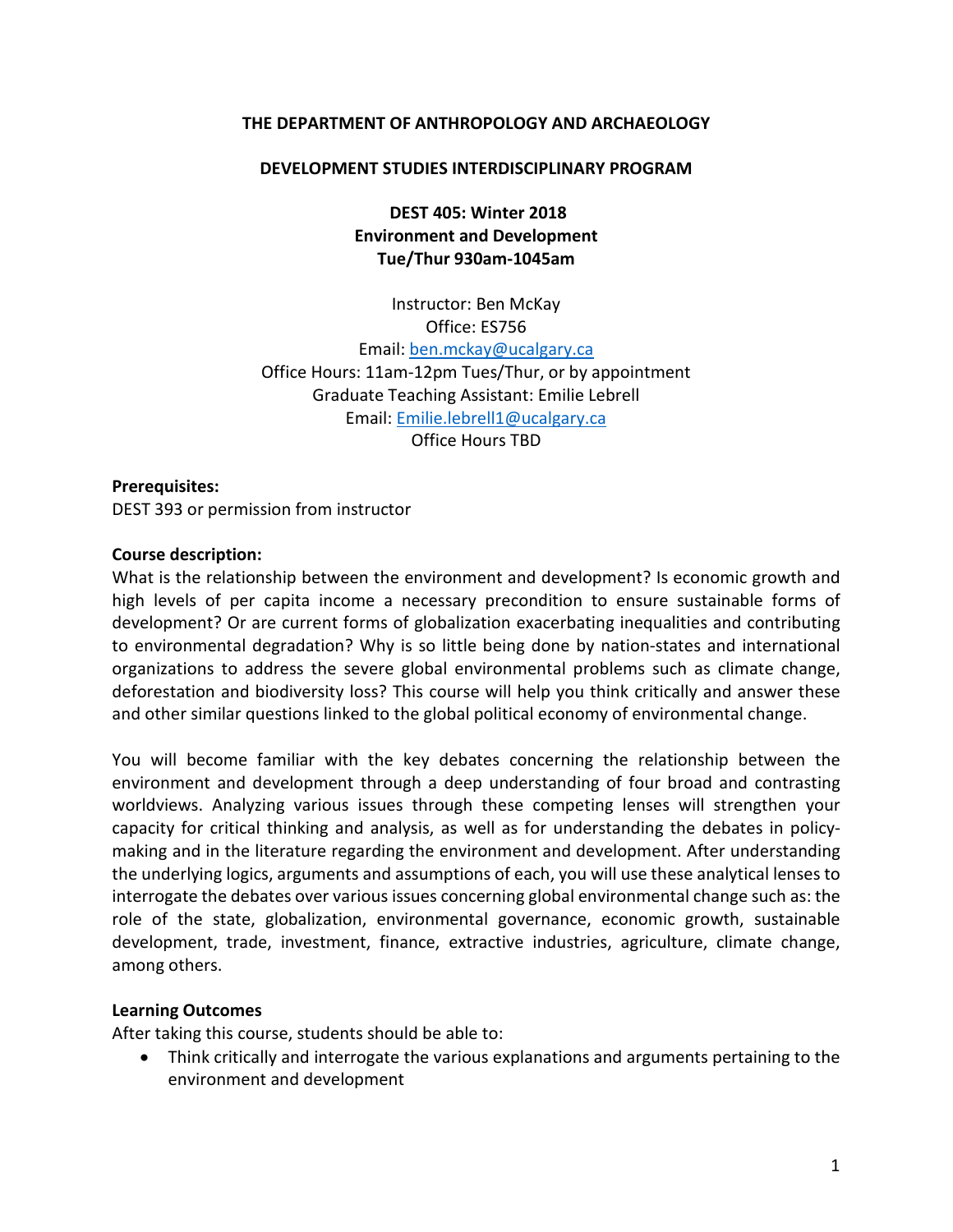**THE DEPARTMENT OF ANTHROPOLOGY AND ARCHAEOLOGY**

**DEVELOPMENT STUDIES INTERDISCIPLINARY PROGRAM**

**DEST 405: Winter 2018**
**Environment and Development**
**Tue/Thur 930am-1045am**

Instructor: Ben McKay
Office: ES756
Email: ben.mckay@ucalgary.ca
Office Hours: 11am-12pm Tues/Thur, or by appointment
Graduate Teaching Assistant: Emilie Lebrell
Email: Emilie.lebrell1@ucalgary.ca
Office Hours TBD

**Prerequisites:**
DEST 393 or permission from instructor

**Course description:**
What is the relationship between the environment and development? Is economic growth and high levels of per capita income a necessary precondition to ensure sustainable forms of development? Or are current forms of globalization exacerbating inequalities and contributing to environmental degradation? Why is so little being done by nation-states and international organizations to address the severe global environmental problems such as climate change, deforestation and biodiversity loss? This course will help you think critically and answer these and other similar questions linked to the global political economy of environmental change.

You will become familiar with the key debates concerning the relationship between the environment and development through a deep understanding of four broad and contrasting worldviews. Analyzing various issues through these competing lenses will strengthen your capacity for critical thinking and analysis, as well as for understanding the debates in policy-making and in the literature regarding the environment and development. After understanding the underlying logics, arguments and assumptions of each, you will use these analytical lenses to interrogate the debates over various issues concerning global environmental change such as: the role of the state, globalization, environmental governance, economic growth, sustainable development, trade, investment, finance, extractive industries, agriculture, climate change, among others.

**Learning Outcomes**
After taking this course, students should be able to:

- Think critically and interrogate the various explanations and arguments pertaining to the environment and development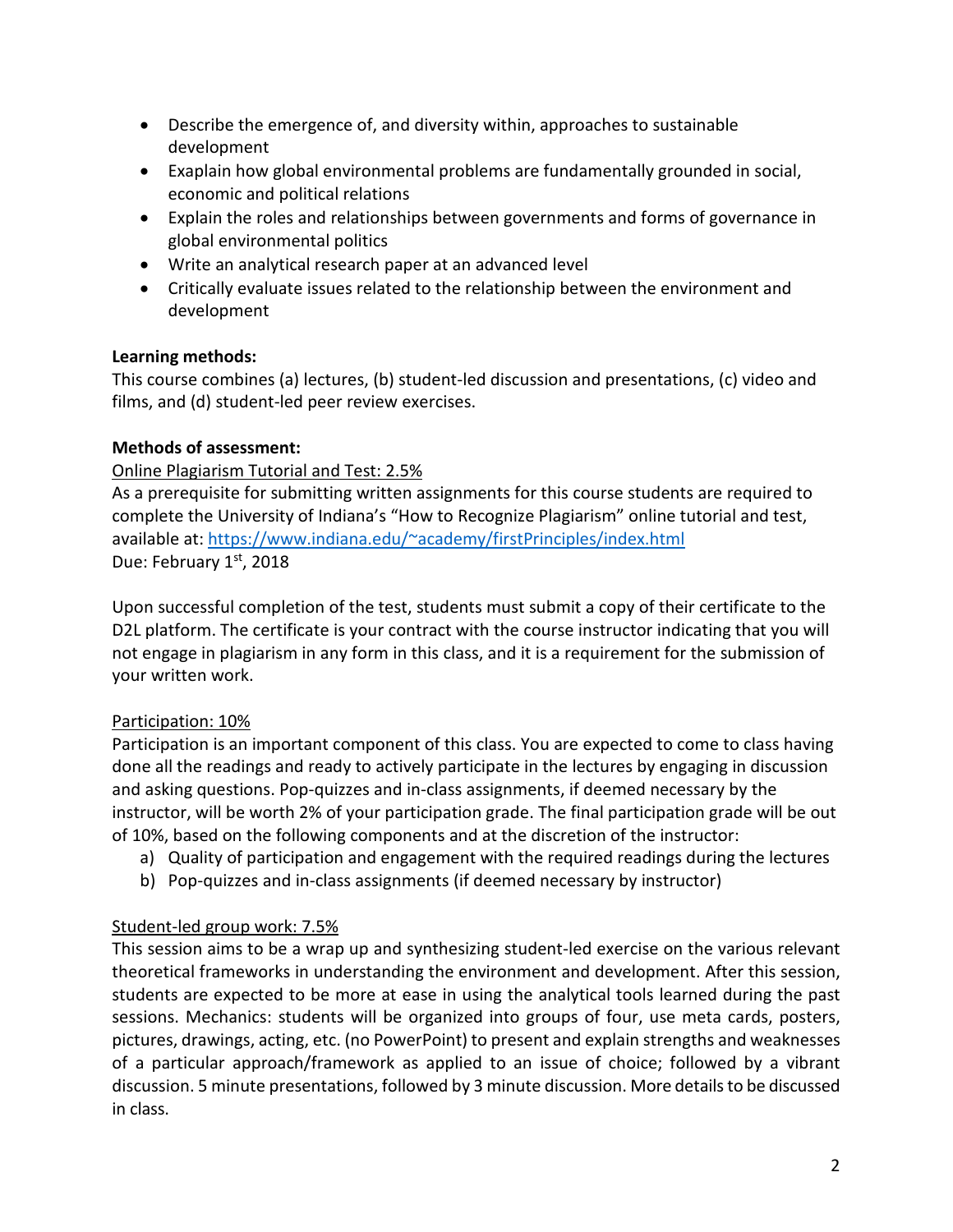- Describe the emergence of, and diversity within, approaches to sustainable development
- Exaplain how global environmental problems are fundamentally grounded in social, economic and political relations
- Explain the roles and relationships between governments and forms of governance in global environmental politics
- Write an analytical research paper at an advanced level
- Critically evaluate issues related to the relationship between the environment and development

**Learning methods:**

This course combines (a) lectures, (b) student-led discussion and presentations, (c) video and films, and (d) student-led peer review exercises.

**Methods of assessment:**

Online Plagiarism Tutorial and Test: 2.5%

As a prerequisite for submitting written assignments for this course students are required to complete the University of Indiana's "How to Recognize Plagiarism" online tutorial and test, available at: https://www.indiana.edu/~academy/firstPrinciples/index.html

Due: February 1st, 2018

Upon successful completion of the test, students must submit a copy of their certificate to the D2L platform. The certificate is your contract with the course instructor indicating that you will not engage in plagiarism in any form in this class, and it is a requirement for the submission of your written work.

Participation: 10%

Participation is an important component of this class. You are expected to come to class having done all the readings and ready to actively participate in the lectures by engaging in discussion and asking questions. Pop-quizzes and in-class assignments, if deemed necessary by the instructor, will be worth 2% of your participation grade. The final participation grade will be out of 10%, based on the following components and at the discretion of the instructor:

a) Quality of participation and engagement with the required readings during the lectures
b) Pop-quizzes and in-class assignments (if deemed necessary by instructor)

Student-led group work: 7.5%

This session aims to be a wrap up and synthesizing student-led exercise on the various relevant theoretical frameworks in understanding the environment and development. After this session, students are expected to be more at ease in using the analytical tools learned during the past sessions. Mechanics: students will be organized into groups of four, use meta cards, posters, pictures, drawings, acting, etc. (no PowerPoint) to present and explain strengths and weaknesses of a particular approach/framework as applied to an issue of choice; followed by a vibrant discussion. 5 minute presentations, followed by 3 minute discussion. More details to be discussed in class.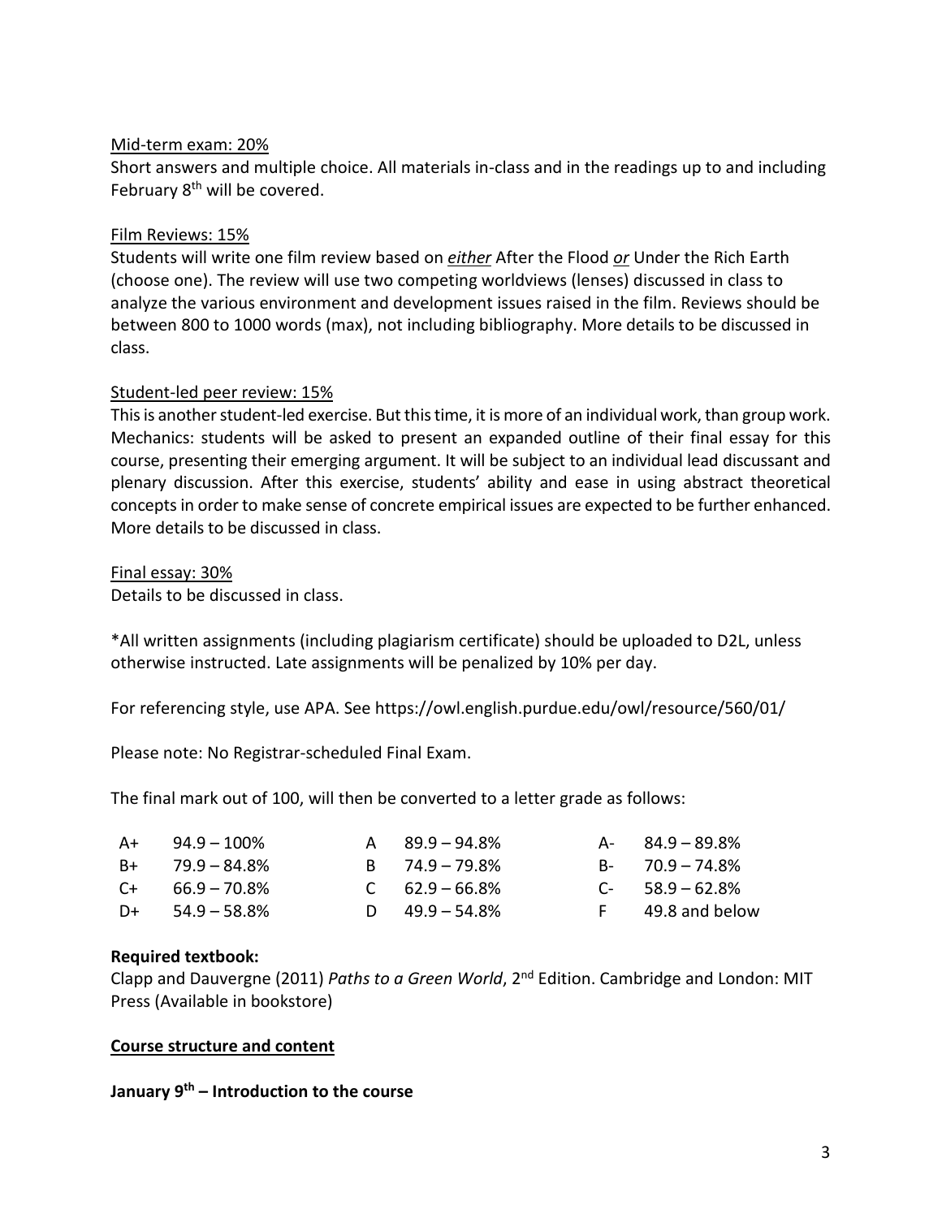<u>Mid-term exam: 20%</u>

Short answers and multiple choice. All materials in-class and in the readings up to and including February 8th will be covered.

<u>Film Reviews: 15%</u>

Students will write one film review based on ***either*** After the Flood ***or*** Under the Rich Earth (choose one). The review will use two competing worldviews (lenses) discussed in class to analyze the various environment and development issues raised in the film. Reviews should be between 800 to 1000 words (max), not including bibliography. More details to be discussed in class.

<u>Student-led peer review: 15%</u>

This is another student-led exercise. But this time, it is more of an individual work, than group work. Mechanics: students will be asked to present an expanded outline of their final essay for this course, presenting their emerging argument. It will be subject to an individual lead discussant and plenary discussion. After this exercise, students' ability and ease in using abstract theoretical concepts in order to make sense of concrete empirical issues are expected to be further enhanced. More details to be discussed in class.

<u>Final essay: 30%</u>

Details to be discussed in class.

*All written assignments (including plagiarism certificate) should be uploaded to D2L, unless otherwise instructed. Late assignments will be penalized by 10% per day.

For referencing style, use APA. See https://owl.english.purdue.edu/owl/resource/560/01/

Please note: No Registrar-scheduled Final Exam.

The final mark out of 100, will then be converted to a letter grade as follows:

| | | | | | |
|---|---|---|---|---|---|
| A+ | 94.9 – 100% | A | 89.9 – 94.8% | A- | 84.9 – 89.8% |
| B+ | 79.9 – 84.8% | B | 74.9 – 79.8% | B- | 70.9 – 74.8% |
| C+ | 66.9 – 70.8% | C | 62.9 – 66.8% | C- | 58.9 – 62.8% |
| D+ | 54.9 – 58.8% | D | 49.9 – 54.8% | F | 49.8 and below |

**Required textbook:**

Clapp and Dauvergne (2011) *Paths to a Green World*, 2nd Edition. Cambridge and London: MIT Press (Available in bookstore)

**<u>Course structure and content</u>**

**January 9th – Introduction to the course**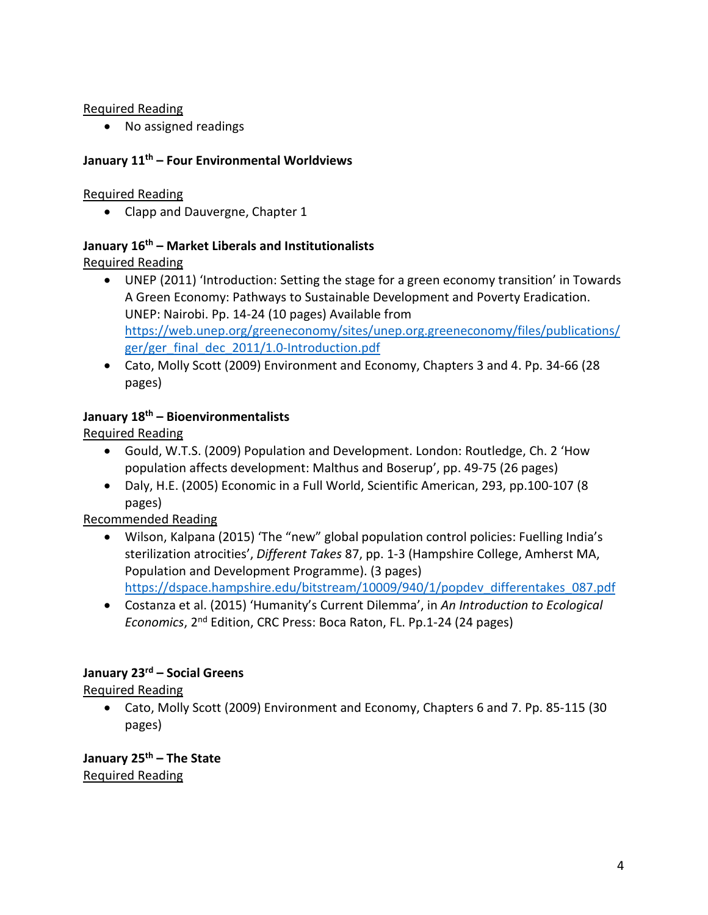Required Reading

- No assigned readings

**January 11th – Four Environmental Worldviews**

Required Reading

- Clapp and Dauvergne, Chapter 1

**January 16th – Market Liberals and Institutionalists**

Required Reading

- UNEP (2011) 'Introduction: Setting the stage for a green economy transition' in Towards A Green Economy: Pathways to Sustainable Development and Poverty Eradication. UNEP: Nairobi. Pp. 14-24 (10 pages) Available from https://web.unep.org/greeneconomy/sites/unep.org.greeneconomy/files/publications/ger/ger_final_dec_2011/1.0-Introduction.pdf
- Cato, Molly Scott (2009) Environment and Economy, Chapters 3 and 4. Pp. 34-66 (28 pages)

**January 18th – Bioenvironmentalists**

Required Reading

- Gould, W.T.S. (2009) Population and Development. London: Routledge, Ch. 2 'How population affects development: Malthus and Boserup', pp. 49-75 (26 pages)
- Daly, H.E. (2005) Economic in a Full World, Scientific American, 293, pp.100-107 (8 pages)

Recommended Reading

- Wilson, Kalpana (2015) 'The "new" global population control policies: Fuelling India's sterilization atrocities', *Different Takes* 87, pp. 1-3 (Hampshire College, Amherst MA, Population and Development Programme). (3 pages) https://dspace.hampshire.edu/bitstream/10009/940/1/popdev_differentakes_087.pdf
- Costanza et al. (2015) 'Humanity's Current Dilemma', in *An Introduction to Ecological Economics*, 2nd Edition, CRC Press: Boca Raton, FL. Pp.1-24 (24 pages)

**January 23rd – Social Greens**

Required Reading

- Cato, Molly Scott (2009) Environment and Economy, Chapters 6 and 7. Pp. 85-115 (30 pages)

**January 25th – The State**

Required Reading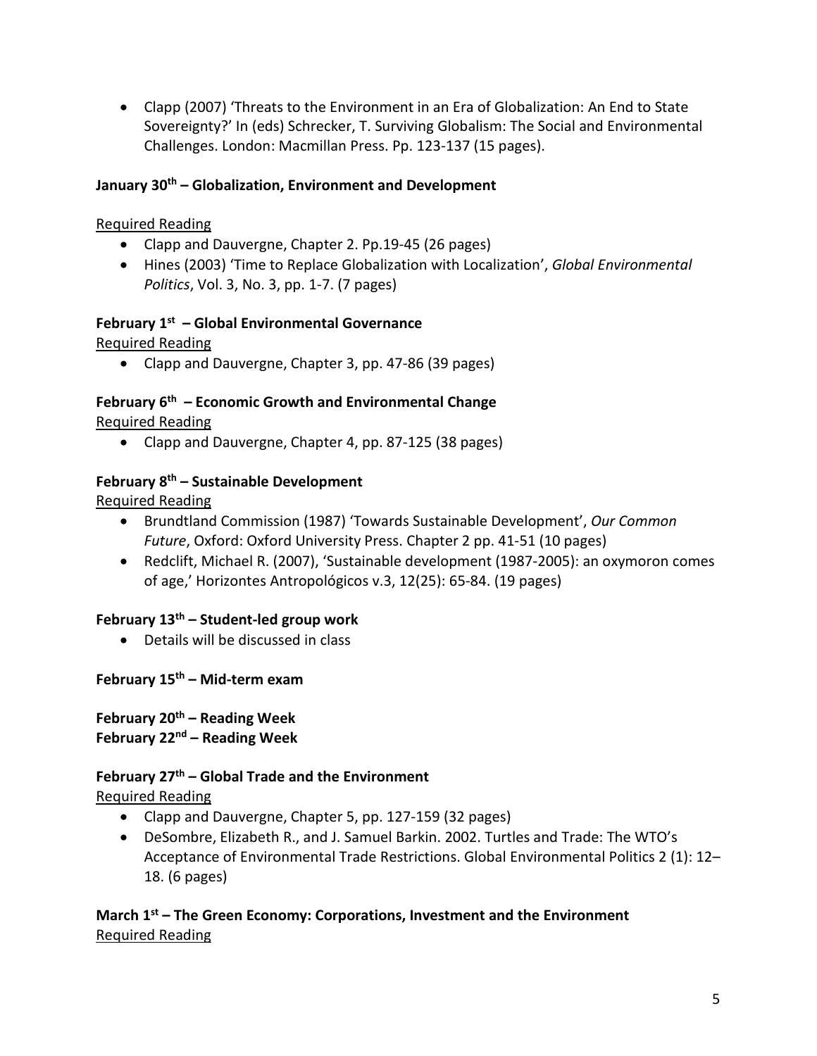- Clapp (2007) 'Threats to the Environment in an Era of Globalization: An End to State Sovereignty?' In (eds) Schrecker, T. Surviving Globalism: The Social and Environmental Challenges. London: Macmillan Press. Pp. 123-137 (15 pages).

**January 30th – Globalization, Environment and Development**

Required Reading
- Clapp and Dauvergne, Chapter 2. Pp.19-45 (26 pages)
- Hines (2003) 'Time to Replace Globalization with Localization', *Global Environmental Politics*, Vol. 3, No. 3, pp. 1-7. (7 pages)

**February 1st – Global Environmental Governance**

Required Reading
- Clapp and Dauvergne, Chapter 3, pp. 47-86 (39 pages)

**February 6th – Economic Growth and Environmental Change**

Required Reading
- Clapp and Dauvergne, Chapter 4, pp. 87-125 (38 pages)

**February 8th – Sustainable Development**

Required Reading
- Brundtland Commission (1987) 'Towards Sustainable Development', *Our Common Future*, Oxford: Oxford University Press. Chapter 2 pp. 41-51 (10 pages)
- Redclift, Michael R. (2007), 'Sustainable development (1987-2005): an oxymoron comes of age,' Horizontes Antropológicos v.3, 12(25): 65-84. (19 pages)

**February 13th – Student-led group work**
- Details will be discussed in class

**February 15th – Mid-term exam**

**February 20th – Reading Week**
**February 22nd – Reading Week**

**February 27th – Global Trade and the Environment**

Required Reading
- Clapp and Dauvergne, Chapter 5, pp. 127-159 (32 pages)
- DeSombre, Elizabeth R., and J. Samuel Barkin. 2002. Turtles and Trade: The WTO's Acceptance of Environmental Trade Restrictions. Global Environmental Politics 2 (1): 12–18. (6 pages)

**March 1st – The Green Economy: Corporations, Investment and the Environment**

Required Reading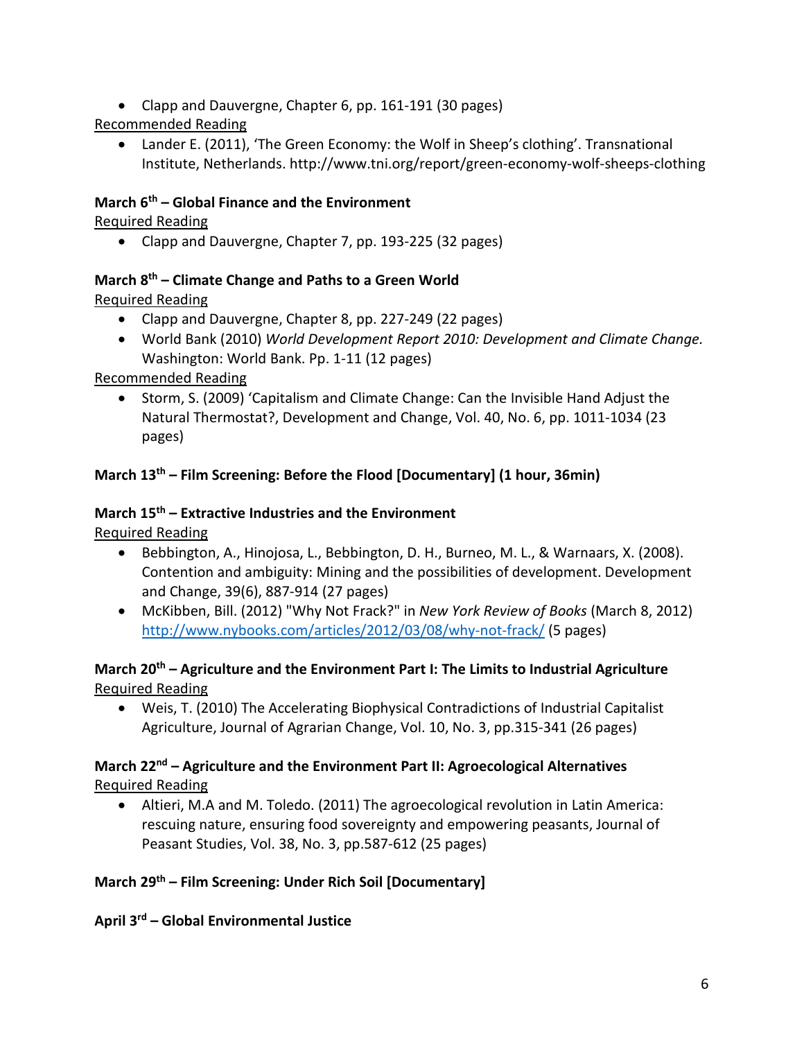- Clapp and Dauvergne, Chapter 6, pp. 161-191 (30 pages)

Recommended Reading

- Lander E. (2011), 'The Green Economy: the Wolf in Sheep's clothing'. Transnational Institute, Netherlands. http://www.tni.org/report/green-economy-wolf-sheeps-clothing

**March 6th – Global Finance and the Environment**

Required Reading

- Clapp and Dauvergne, Chapter 7, pp. 193-225 (32 pages)

**March 8th – Climate Change and Paths to a Green World**

Required Reading

- Clapp and Dauvergne, Chapter 8, pp. 227-249 (22 pages)
- World Bank (2010) *World Development Report 2010: Development and Climate Change.* Washington: World Bank. Pp. 1-11 (12 pages)

Recommended Reading

- Storm, S. (2009) 'Capitalism and Climate Change: Can the Invisible Hand Adjust the Natural Thermostat?, Development and Change, Vol. 40, No. 6, pp. 1011-1034 (23 pages)

**March 13th – Film Screening: Before the Flood [Documentary] (1 hour, 36min)**

**March 15th – Extractive Industries and the Environment**

Required Reading

- Bebbington, A., Hinojosa, L., Bebbington, D. H., Burneo, M. L., & Warnaars, X. (2008). Contention and ambiguity: Mining and the possibilities of development. Development and Change, 39(6), 887-914 (27 pages)
- McKibben, Bill. (2012) "Why Not Frack?" in *New York Review of Books* (March 8, 2012) http://www.nybooks.com/articles/2012/03/08/why-not-frack/ (5 pages)

**March 20th – Agriculture and the Environment Part I: The Limits to Industrial Agriculture**

Required Reading

- Weis, T. (2010) The Accelerating Biophysical Contradictions of Industrial Capitalist Agriculture, Journal of Agrarian Change, Vol. 10, No. 3, pp.315-341 (26 pages)

**March 22nd – Agriculture and the Environment Part II: Agroecological Alternatives**

Required Reading

- Altieri, M.A and M. Toledo. (2011) The agroecological revolution in Latin America: rescuing nature, ensuring food sovereignty and empowering peasants, Journal of Peasant Studies, Vol. 38, No. 3, pp.587-612 (25 pages)

**March 29th – Film Screening: Under Rich Soil [Documentary]**

**April 3rd – Global Environmental Justice**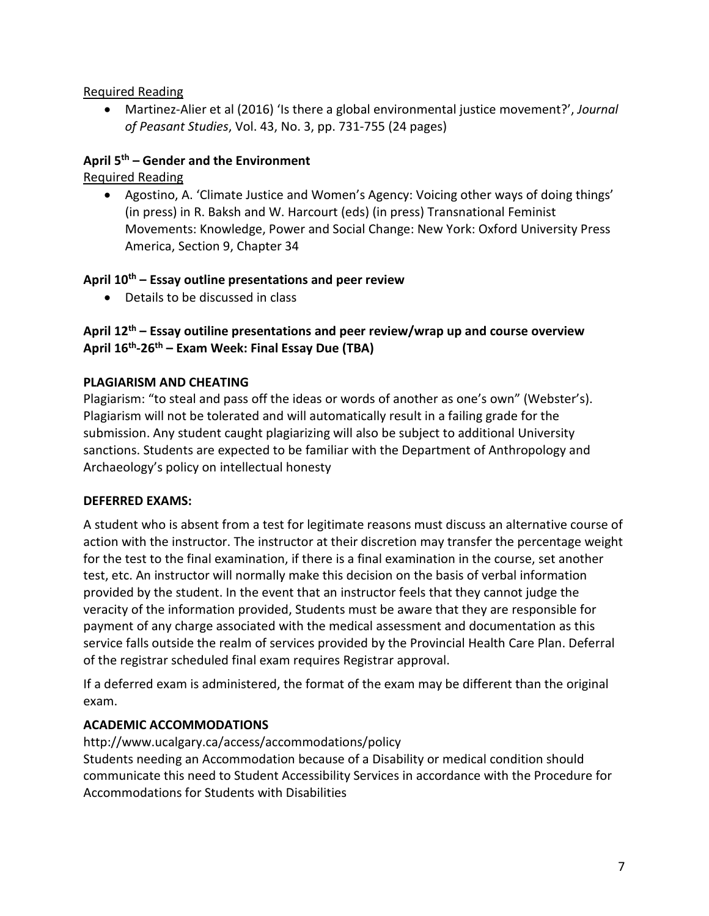Required Reading

- Martinez-Alier et al (2016) 'Is there a global environmental justice movement?', *Journal of Peasant Studies*, Vol. 43, No. 3, pp. 731-755 (24 pages)

**April 5th – Gender and the Environment**

Required Reading

- Agostino, A. 'Climate Justice and Women's Agency: Voicing other ways of doing things' (in press) in R. Baksh and W. Harcourt (eds) (in press) Transnational Feminist Movements: Knowledge, Power and Social Change: New York: Oxford University Press America, Section 9, Chapter 34

**April 10th – Essay outline presentations and peer review**

- Details to be discussed in class

**April 12th – Essay outiline presentations and peer review/wrap up and course overview**
**April 16th-26th – Exam Week: Final Essay Due (TBA)**

**PLAGIARISM AND CHEATING**

Plagiarism: "to steal and pass off the ideas or words of another as one's own" (Webster's). Plagiarism will not be tolerated and will automatically result in a failing grade for the submission. Any student caught plagiarizing will also be subject to additional University sanctions. Students are expected to be familiar with the Department of Anthropology and Archaeology's policy on intellectual honesty

**DEFERRED EXAMS:**

A student who is absent from a test for legitimate reasons must discuss an alternative course of action with the instructor. The instructor at their discretion may transfer the percentage weight for the test to the final examination, if there is a final examination in the course, set another test, etc. An instructor will normally make this decision on the basis of verbal information provided by the student. In the event that an instructor feels that they cannot judge the veracity of the information provided, Students must be aware that they are responsible for payment of any charge associated with the medical assessment and documentation as this service falls outside the realm of services provided by the Provincial Health Care Plan. Deferral of the registrar scheduled final exam requires Registrar approval.

If a deferred exam is administered, the format of the exam may be different than the original exam.

**ACADEMIC ACCOMMODATIONS**

http://www.ucalgary.ca/access/accommodations/policy

Students needing an Accommodation because of a Disability or medical condition should communicate this need to Student Accessibility Services in accordance with the Procedure for Accommodations for Students with Disabilities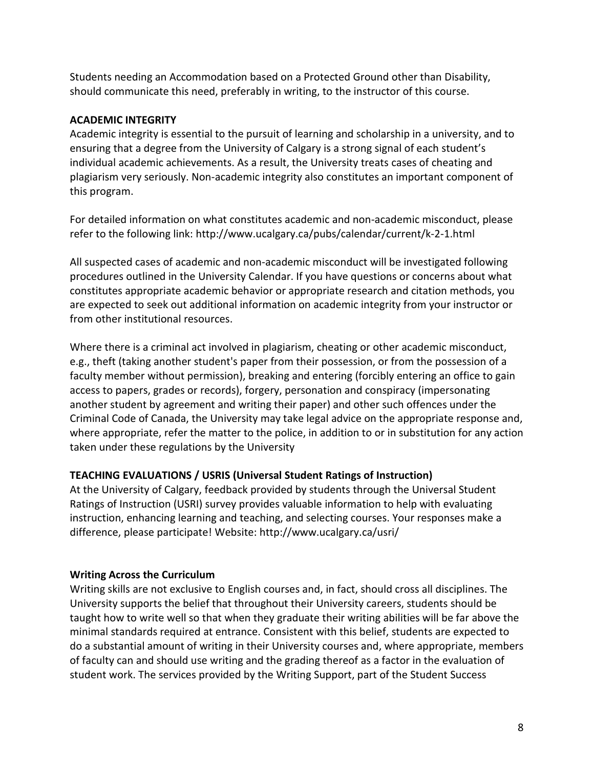Students needing an Accommodation based on a Protected Ground other than Disability, should communicate this need, preferably in writing, to the instructor of this course.

**ACADEMIC INTEGRITY**

Academic integrity is essential to the pursuit of learning and scholarship in a university, and to ensuring that a degree from the University of Calgary is a strong signal of each student's individual academic achievements. As a result, the University treats cases of cheating and plagiarism very seriously. Non-academic integrity also constitutes an important component of this program.

For detailed information on what constitutes academic and non-academic misconduct, please refer to the following link: http://www.ucalgary.ca/pubs/calendar/current/k-2-1.html

All suspected cases of academic and non-academic misconduct will be investigated following procedures outlined in the University Calendar. If you have questions or concerns about what constitutes appropriate academic behavior or appropriate research and citation methods, you are expected to seek out additional information on academic integrity from your instructor or from other institutional resources.

Where there is a criminal act involved in plagiarism, cheating or other academic misconduct, e.g., theft (taking another student's paper from their possession, or from the possession of a faculty member without permission), breaking and entering (forcibly entering an office to gain access to papers, grades or records), forgery, personation and conspiracy (impersonating another student by agreement and writing their paper) and other such offences under the Criminal Code of Canada, the University may take legal advice on the appropriate response and, where appropriate, refer the matter to the police, in addition to or in substitution for any action taken under these regulations by the University

**TEACHING EVALUATIONS / USRIS (Universal Student Ratings of Instruction)**

At the University of Calgary, feedback provided by students through the Universal Student Ratings of Instruction (USRI) survey provides valuable information to help with evaluating instruction, enhancing learning and teaching, and selecting courses. Your responses make a difference, please participate! Website: http://www.ucalgary.ca/usri/

**Writing Across the Curriculum**

Writing skills are not exclusive to English courses and, in fact, should cross all disciplines. The University supports the belief that throughout their University careers, students should be taught how to write well so that when they graduate their writing abilities will be far above the minimal standards required at entrance. Consistent with this belief, students are expected to do a substantial amount of writing in their University courses and, where appropriate, members of faculty can and should use writing and the grading thereof as a factor in the evaluation of student work. The services provided by the Writing Support, part of the Student Success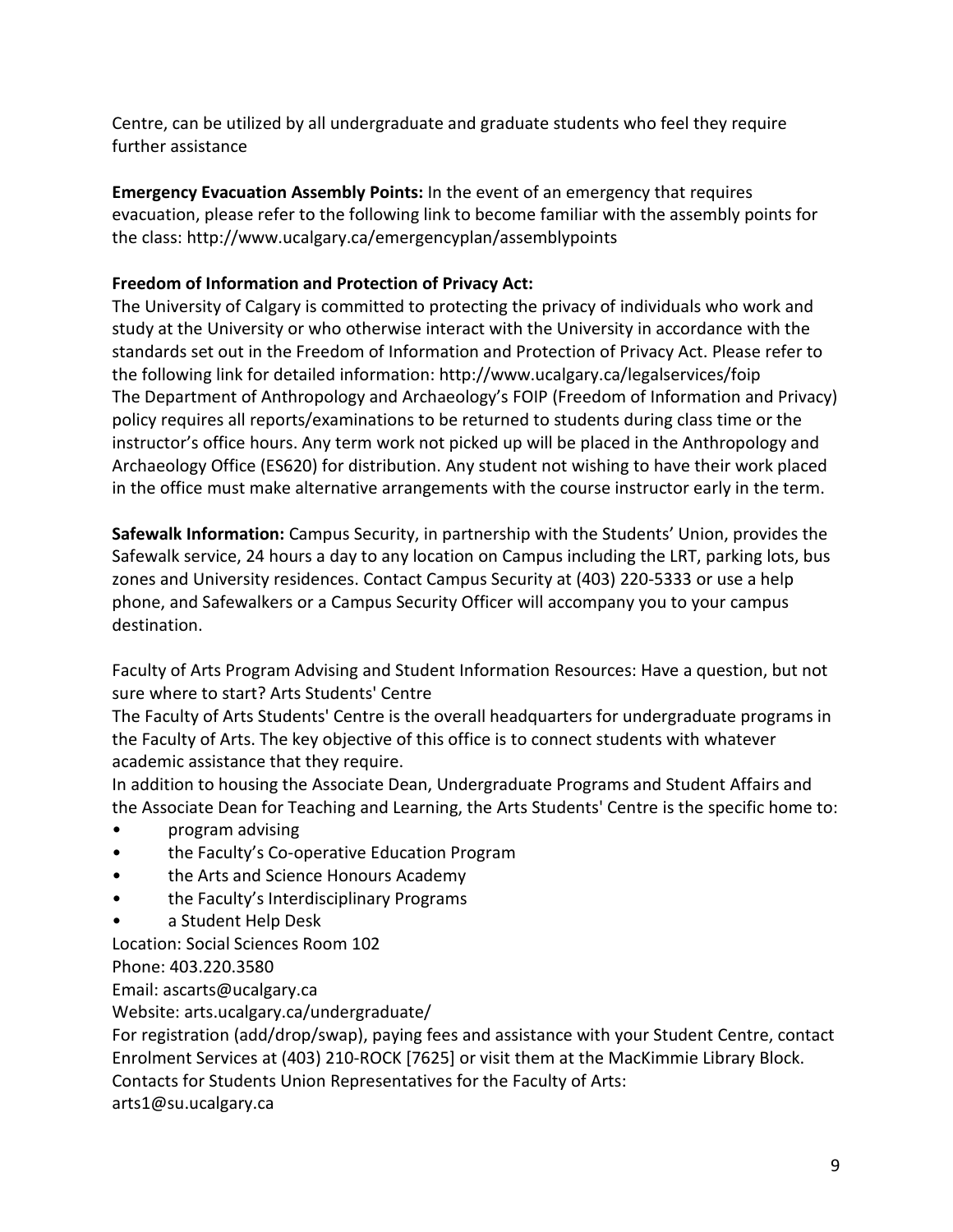Centre, can be utilized by all undergraduate and graduate students who feel they require further assistance

**Emergency Evacuation Assembly Points:** In the event of an emergency that requires evacuation, please refer to the following link to become familiar with the assembly points for the class: http://www.ucalgary.ca/emergencyplan/assemblypoints

**Freedom of Information and Protection of Privacy Act:**
The University of Calgary is committed to protecting the privacy of individuals who work and study at the University or who otherwise interact with the University in accordance with the standards set out in the Freedom of Information and Protection of Privacy Act. Please refer to the following link for detailed information: http://www.ucalgary.ca/legalservices/foip
The Department of Anthropology and Archaeology's FOIP (Freedom of Information and Privacy) policy requires all reports/examinations to be returned to students during class time or the instructor's office hours. Any term work not picked up will be placed in the Anthropology and Archaeology Office (ES620) for distribution. Any student not wishing to have their work placed in the office must make alternative arrangements with the course instructor early in the term.

**Safewalk Information:** Campus Security, in partnership with the Students' Union, provides the Safewalk service, 24 hours a day to any location on Campus including the LRT, parking lots, bus zones and University residences. Contact Campus Security at (403) 220-5333 or use a help phone, and Safewalkers or a Campus Security Officer will accompany you to your campus destination.

Faculty of Arts Program Advising and Student Information Resources: Have a question, but not sure where to start? Arts Students' Centre
The Faculty of Arts Students' Centre is the overall headquarters for undergraduate programs in the Faculty of Arts. The key objective of this office is to connect students with whatever academic assistance that they require.
In addition to housing the Associate Dean, Undergraduate Programs and Student Affairs and the Associate Dean for Teaching and Learning, the Arts Students' Centre is the specific home to:

- program advising
- the Faculty's Co-operative Education Program
- the Arts and Science Honours Academy
- the Faculty's Interdisciplinary Programs
- a Student Help Desk

Location: Social Sciences Room 102
Phone: 403.220.3580
Email: ascarts@ucalgary.ca
Website: arts.ucalgary.ca/undergraduate/
For registration (add/drop/swap), paying fees and assistance with your Student Centre, contact Enrolment Services at (403) 210-ROCK [7625] or visit them at the MacKimmie Library Block.
Contacts for Students Union Representatives for the Faculty of Arts:
arts1@su.ucalgary.ca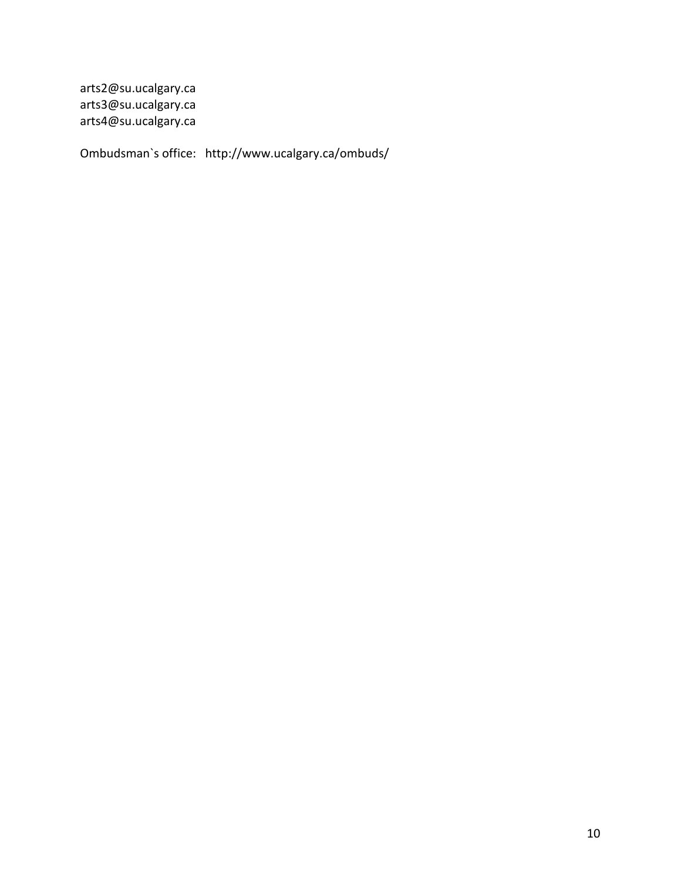arts2@su.ucalgary.ca
arts3@su.ucalgary.ca
arts4@su.ucalgary.ca

Ombudsman`s office: http://www.ucalgary.ca/ombuds/